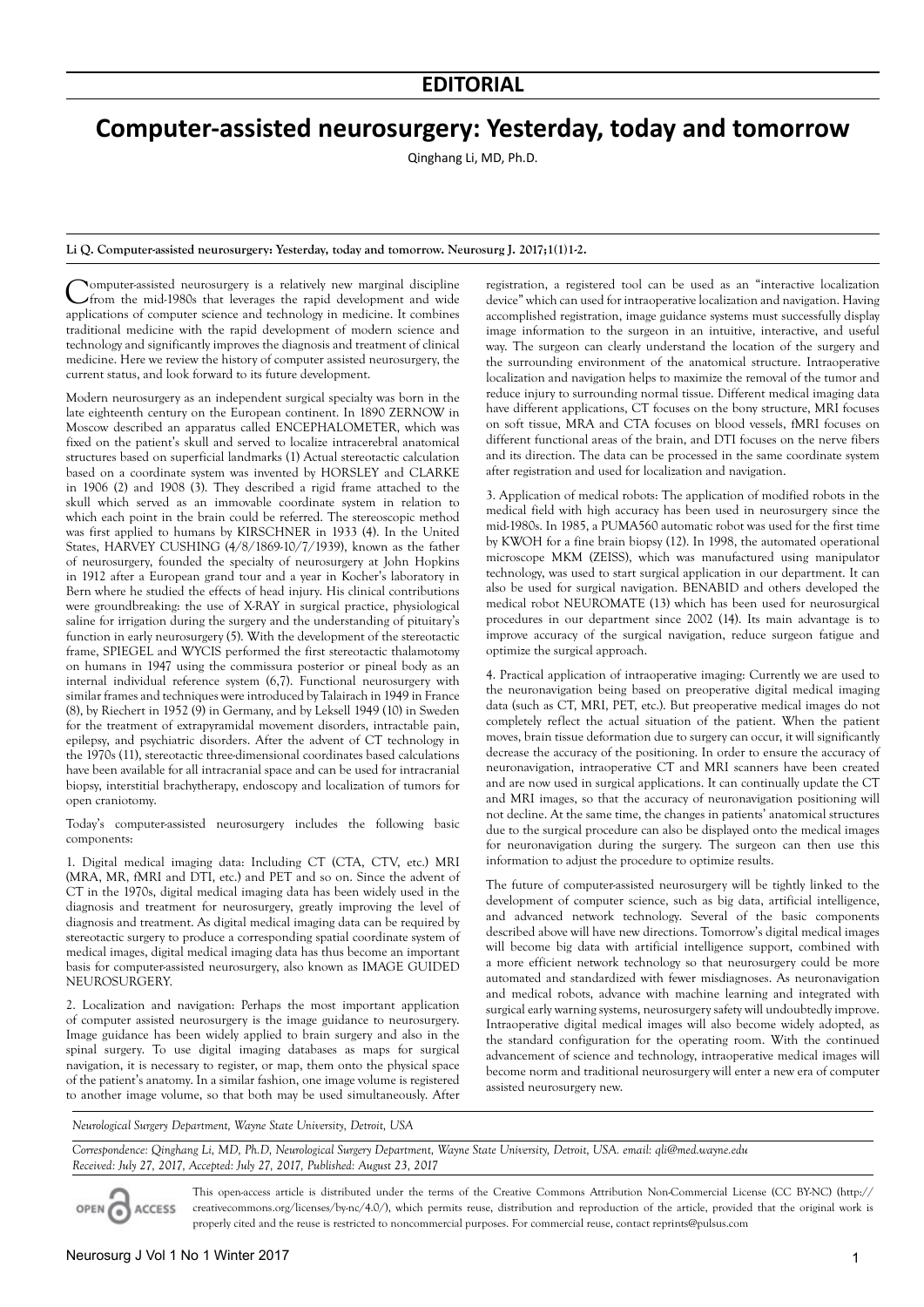## EDITORIAL

# Computer-assisted neurosurgery: Yesterday, today and tomorrow

Qinghang Li, MD, Ph.D.

**Li Q. Computer-assisted neurosurgery: Yesterday, today and tomorrow. Neurosurg J. 2017;1(1)1-2.**

Computer-assisted neurosurgery is a relatively new marginal discipline from the mid-1980s that leverages the rapid development and wide applications of computer science and technology in medicine. It combines traditional medicine with the rapid development of modern science and technology and significantly improves the diagnosis and treatment of clinical medicine. Here we review the history of computer assisted neurosurgery, the current status, and look forward to its future development.

Modern neurosurgery as an independent surgical specialty was born in the late eighteenth century on the European continent. In 1890 ZERNOW in Moscow described an apparatus called ENCEPHALOMETER, which was fixed on the patient's skull and served to localize intracerebral anatomical structures based on superficial landmarks (1) Actual stereotactic calculation based on a coordinate system was invented by HORSLEY and CLARKE in 1906 (2) and 1908 (3). They described a rigid frame attached to the skull which served as an immovable coordinate system in relation to which each point in the brain could be referred. The stereoscopic method was first applied to humans by KIRSCHNER in 1933 (4). In the United States, HARVEY CUSHING (4/8/1869-10/7/1939), known as the father of neurosurgery, founded the specialty of neurosurgery at John Hopkins in 1912 after a European grand tour and a year in Kocher's laboratory in Bern where he studied the effects of head injury. His clinical contributions were groundbreaking: the use of X-RAY in surgical practice, physiological saline for irrigation during the surgery and the understanding of pituitary's function in early neurosurgery (5). With the development of the stereotactic frame, SPIEGEL and WYCIS performed the first stereotactic thalamotomy on humans in 1947 using the commissura posterior or pineal body as an internal individual reference system (6,7). Functional neurosurgery with similar frames and techniques were introduced by Talairach in 1949 in France (8), by Riechert in 1952 (9) in Germany, and by Leksell 1949 (10) in Sweden for the treatment of extrapyramidal movement disorders, intractable pain, epilepsy, and psychiatric disorders. After the advent of CT technology in the 1970s (11), stereotactic three-dimensional coordinates based calculations have been available for all intracranial space and can be used for intracranial biopsy, interstitial brachytherapy, endoscopy and localization of tumors for open craniotomy.

Today's computer-assisted neurosurgery includes the following basic components:

1. Digital medical imaging data: Including CT (CTA, CTV, etc.) MRI (MRA, MR, fMRI and DTI, etc.) and PET and so on. Since the advent of CT in the 1970s, digital medical imaging data has been widely used in the diagnosis and treatment for neurosurgery, greatly improving the level of diagnosis and treatment. As digital medical imaging data can be required by stereotactic surgery to produce a corresponding spatial coordinate system of medical images, digital medical imaging data has thus become an important basis for computer-assisted neurosurgery, also known as IMAGE GUIDED NEUROSURGERY.

2. Localization and navigation: Perhaps the most important application of computer assisted neurosurgery is the image guidance to neurosurgery. Image guidance has been widely applied to brain surgery and also in the spinal surgery. To use digital imaging databases as maps for surgical navigation, it is necessary to register, or map, them onto the physical space of the patient's anatomy. In a similar fashion, one image volume is registered to another image volume, so that both may be used simultaneously. After registration, a registered tool can be used as an "interactive localization device" which can used for intraoperative localization and navigation. Having accomplished registration, image guidance systems must successfully display image information to the surgeon in an intuitive, interactive, and useful way. The surgeon can clearly understand the location of the surgery and the surrounding environment of the anatomical structure. Intraoperative localization and navigation helps to maximize the removal of the tumor and reduce injury to surrounding normal tissue. Different medical imaging data have different applications, CT focuses on the bony structure, MRI focuses on soft tissue, MRA and CTA focuses on blood vessels, fMRI focuses on different functional areas of the brain, and DTI focuses on the nerve fibers and its direction. The data can be processed in the same coordinate system after registration and used for localization and navigation.

3. Application of medical robots: The application of modified robots in the medical field with high accuracy has been used in neurosurgery since the mid-1980s. In 1985, a PUMA560 automatic robot was used for the first time by KWOH for a fine brain biopsy (12). In 1998, the automated operational microscope MKM (ZEISS), which was manufactured using manipulator technology, was used to start surgical application in our department. It can also be used for surgical navigation. BENABID and others developed the medical robot NEUROMATE (13) which has been used for neurosurgical procedures in our department since 2002 (14). Its main advantage is to improve accuracy of the surgical navigation, reduce surgeon fatigue and optimize the surgical approach.

4. Practical application of intraoperative imaging: Currently we are used to the neuronavigation being based on preoperative digital medical imaging data (such as CT, MRI, PET, etc.). But preoperative medical images do not completely reflect the actual situation of the patient. When the patient moves, brain tissue deformation due to surgery can occur, it will significantly decrease the accuracy of the positioning. In order to ensure the accuracy of neuronavigation, intraoperative CT and MRI scanners have been created and are now used in surgical applications. It can continually update the CT and MRI images, so that the accuracy of neuronavigation positioning will not decline. At the same time, the changes in patients' anatomical structures due to the surgical procedure can also be displayed onto the medical images for neuronavigation during the surgery. The surgeon can then use this information to adjust the procedure to optimize results.

The future of computer-assisted neurosurgery will be tightly linked to the development of computer science, such as big data, artificial intelligence, and advanced network technology. Several of the basic components described above will have new directions. Tomorrow's digital medical images will become big data with artificial intelligence support, combined with a more efficient network technology so that neurosurgery could be more automated and standardized with fewer misdiagnoses. As neuronavigation and medical robots, advance with machine learning and integrated with surgical early warning systems, neurosurgery safety will undoubtedly improve. Intraoperative digital medical images will also become widely adopted, as the standard configuration for the operating room. With the continued advancement of science and technology, intraoperative medical images will become norm and traditional neurosurgery will enter a new era of computer assisted neurosurgery new.

---

*Neurological Surgery Department, Wayne State University, Detroit, USA*

*Correspondence: Qinghang Li, MD, Ph.D, Neurological Surgery Department, Wayne State University, Detroit, USA. email: qli@med.wayne.edu*
*Received: July 27, 2017, Accepted: July 27, 2017, Published: August 23, 2017*

OPEN ACCESS

This open-access article is distributed under the terms of the Creative Commons Attribution Non-Commercial License (CC BY-NC) (http://creativecommons.org/licenses/by-nc/4.0/), which permits reuse, distribution and reproduction of the article, provided that the original work is properly cited and the reuse is restricted to noncommercial purposes. For commercial reuse, contact reprints@pulsus.com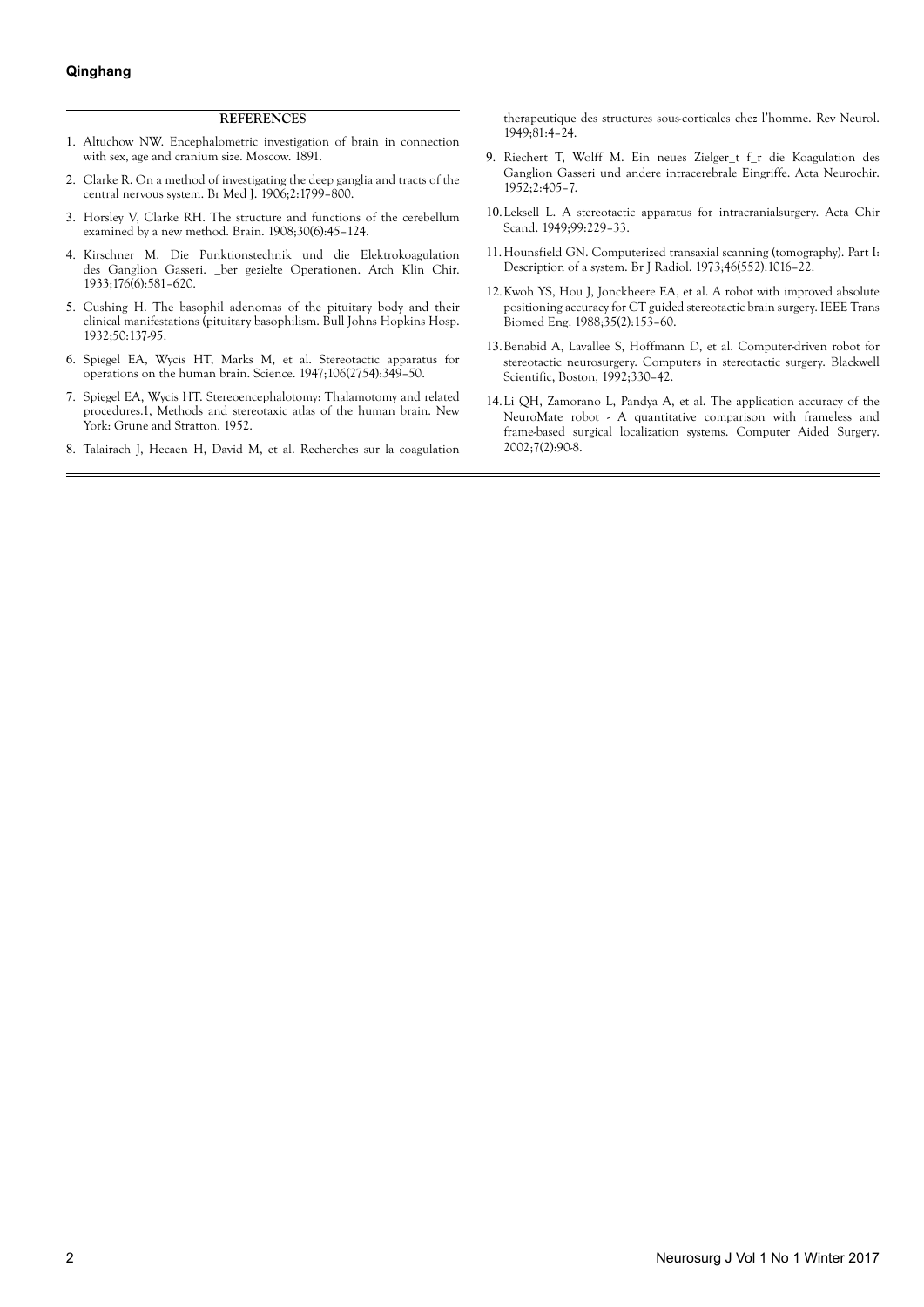## REFERENCES

1. Altuchow NW. Encephalometric investigation of brain in connection with sex, age and cranium size. Moscow. 1891.
2. Clarke R. On a method of investigating the deep ganglia and tracts of the central nervous system. Br Med J. 1906;2:1799–800.
3. Horsley V, Clarke RH. The structure and functions of the cerebellum examined by a new method. Brain. 1908;30(6):45–124.
4. Kirschner M. Die Punktionstechnik und die Elektrokoagulation des Ganglion Gasseri. _ber gezielte Operationen. Arch Klin Chir. 1933;176(6):581–620.
5. Cushing H. The basophil adenomas of the pituitary body and their clinical manifestations (pituitary basophilism. Bull Johns Hopkins Hosp. 1932;50:137-95.
6. Spiegel EA, Wycis HT, Marks M, et al. Stereotactic apparatus for operations on the human brain. Science. 1947;106(2754):349–50.
7. Spiegel EA, Wycis HT. Stereoencephalotomy: Thalamotomy and related procedures.1, Methods and stereotaxic atlas of the human brain. New York: Grune and Stratton. 1952.
8. Talairach J, Hecaen H, David M, et al. Recherches sur la coagulation therapeutique des structures sous-corticales chez l'homme. Rev Neurol. 1949;81:4–24.
9. Riechert T, Wolff M. Ein neues Zielger_t f_r die Koagulation des Ganglion Gasseri und andere intracerebrale Eingriffe. Acta Neurochir. 1952;2:405–7.
10. Leksell L. A stereotactic apparatus for intracranialsurgery. Acta Chir Scand. 1949;99:229–33.
11. Hounsfield GN. Computerized transaxial scanning (tomography). Part I: Description of a system. Br J Radiol. 1973;46(552):1016–22.
12. Kwoh YS, Hou J, Jonckheere EA, et al. A robot with improved absolute positioning accuracy for CT guided stereotactic brain surgery. IEEE Trans Biomed Eng. 1988;35(2):153–60.
13. Benabid A, Lavallee S, Hoffmann D, et al. Computer-driven robot for stereotactic neurosurgery. Computers in stereotactic surgery. Blackwell Scientific, Boston, 1992;330–42.
14. Li QH, Zamorano L, Pandya A, et al. The application accuracy of the NeuroMate robot - A quantitative comparison with frameless and frame-based surgical localization systems. Computer Aided Surgery. 2002;7(2):90-8.